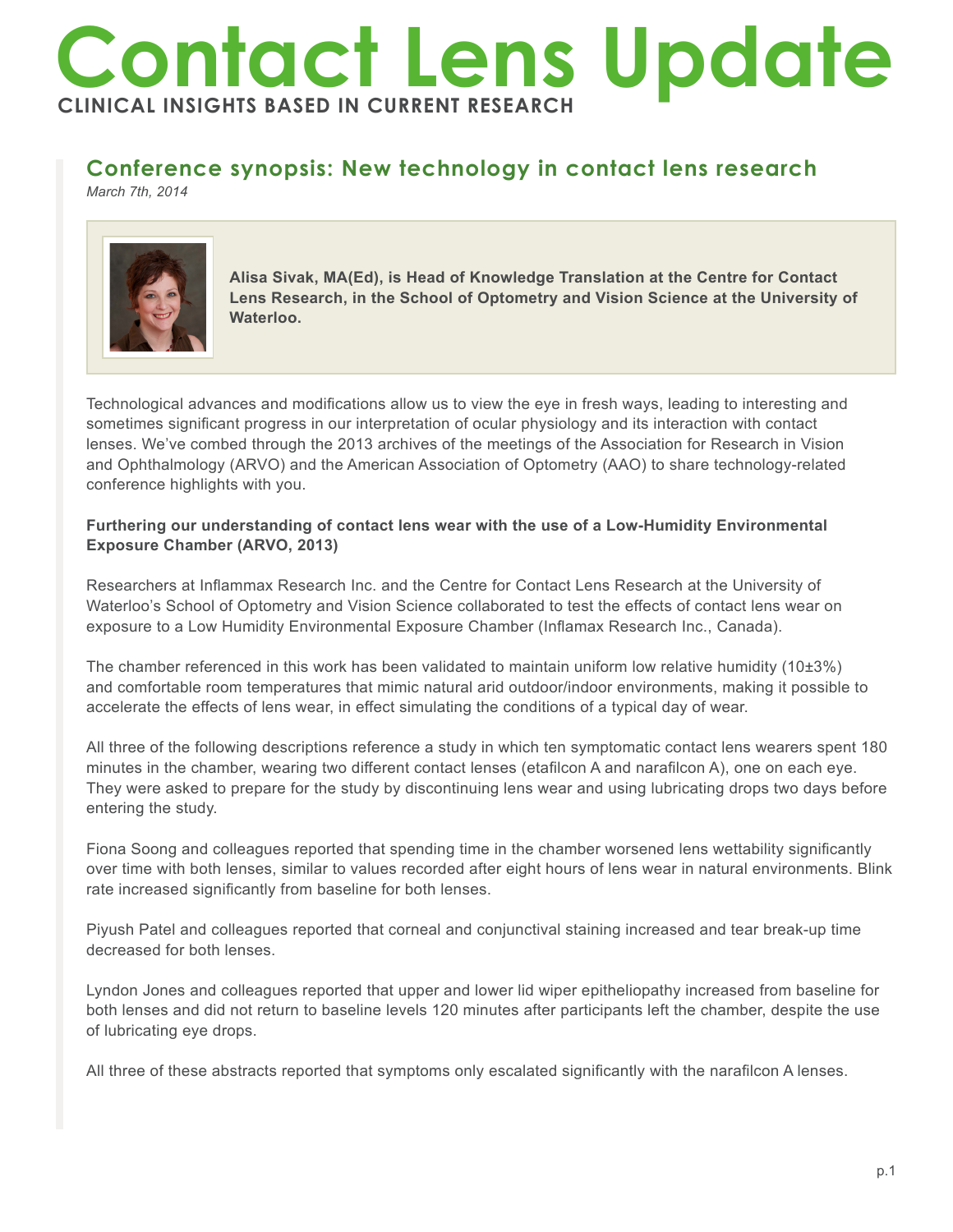# Contact Lens Update

**CLINICAL INSIGHTS BASED IN CURRENT RESEARCH**

## Conference synopsis: New technology in contact lens research

*March 7th, 2014*

**Alisa Sivak, MA(Ed), is Head of Knowledge Translation at the Centre for Contact Lens Research, in the School of Optometry and Vision Science at the University of Waterloo.**

Technological advances and modifications allow us to view the eye in fresh ways, leading to interesting and sometimes significant progress in our interpretation of ocular physiology and its interaction with contact lenses. We've combed through the 2013 archives of the meetings of the Association for Research in Vision and Ophthalmology (ARVO) and the American Association of Optometry (AAO) to share technology-related conference highlights with you.

**Furthering our understanding of contact lens wear with the use of a Low-Humidity Environmental Exposure Chamber (ARVO, 2013)**

Researchers at Inflammax Research Inc. and the Centre for Contact Lens Research at the University of Waterloo's School of Optometry and Vision Science collaborated to test the effects of contact lens wear on exposure to a Low Humidity Environmental Exposure Chamber (Inflamax Research Inc., Canada).

The chamber referenced in this work has been validated to maintain uniform low relative humidity (10±3%) and comfortable room temperatures that mimic natural arid outdoor/indoor environments, making it possible to accelerate the effects of lens wear, in effect simulating the conditions of a typical day of wear.

All three of the following descriptions reference a study in which ten symptomatic contact lens wearers spent 180 minutes in the chamber, wearing two different contact lenses (etafilcon A and narafilcon A), one on each eye. They were asked to prepare for the study by discontinuing lens wear and using lubricating drops two days before entering the study.

Fiona Soong and colleagues reported that spending time in the chamber worsened lens wettability significantly over time with both lenses, similar to values recorded after eight hours of lens wear in natural environments. Blink rate increased significantly from baseline for both lenses.

Piyush Patel and colleagues reported that corneal and conjunctival staining increased and tear break-up time decreased for both lenses.

Lyndon Jones and colleagues reported that upper and lower lid wiper epitheliopathy increased from baseline for both lenses and did not return to baseline levels 120 minutes after participants left the chamber, despite the use of lubricating eye drops.

All three of these abstracts reported that symptoms only escalated significantly with the narafilcon A lenses.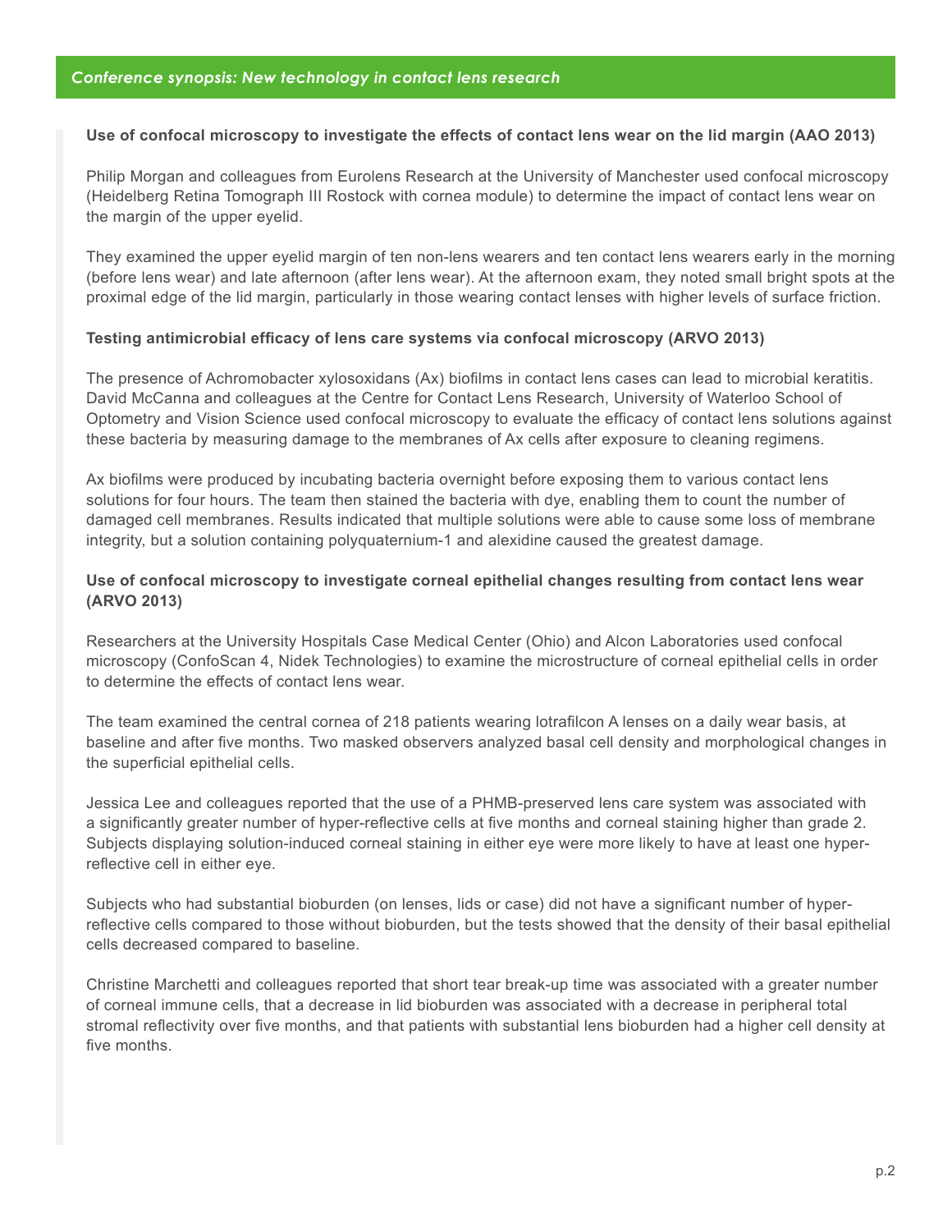## Use of confocal microscopy to investigate the effects of contact lens wear on the lid margin (AAO 2013)

Philip Morgan and colleagues from Eurolens Research at the University of Manchester used confocal microscopy (Heidelberg Retina Tomograph III Rostock with cornea module) to determine the impact of contact lens wear on the margin of the upper eyelid.

They examined the upper eyelid margin of ten non-lens wearers and ten contact lens wearers early in the morning (before lens wear) and late afternoon (after lens wear). At the afternoon exam, they noted small bright spots at the proximal edge of the lid margin, particularly in those wearing contact lenses with higher levels of surface friction.

## Testing antimicrobial efficacy of lens care systems via confocal microscopy (ARVO 2013)

The presence of Achromobacter xylosoxidans (Ax) biofilms in contact lens cases can lead to microbial keratitis. David McCanna and colleagues at the Centre for Contact Lens Research, University of Waterloo School of Optometry and Vision Science used confocal microscopy to evaluate the efficacy of contact lens solutions against these bacteria by measuring damage to the membranes of Ax cells after exposure to cleaning regimens.

Ax biofilms were produced by incubating bacteria overnight before exposing them to various contact lens solutions for four hours. The team then stained the bacteria with dye, enabling them to count the number of damaged cell membranes. Results indicated that multiple solutions were able to cause some loss of membrane integrity, but a solution containing polyquaternium-1 and alexidine caused the greatest damage.

## Use of confocal microscopy to investigate corneal epithelial changes resulting from contact lens wear (ARVO 2013)

Researchers at the University Hospitals Case Medical Center (Ohio) and Alcon Laboratories used confocal microscopy (ConfoScan 4, Nidek Technologies) to examine the microstructure of corneal epithelial cells in order to determine the effects of contact lens wear.

The team examined the central cornea of 218 patients wearing lotrafilcon A lenses on a daily wear basis, at baseline and after five months. Two masked observers analyzed basal cell density and morphological changes in the superficial epithelial cells.

Jessica Lee and colleagues reported that the use of a PHMB-preserved lens care system was associated with a significantly greater number of hyper-reflective cells at five months and corneal staining higher than grade 2. Subjects displaying solution-induced corneal staining in either eye were more likely to have at least one hyper-reflective cell in either eye.

Subjects who had substantial bioburden (on lenses, lids or case) did not have a significant number of hyper-reflective cells compared to those without bioburden, but the tests showed that the density of their basal epithelial cells decreased compared to baseline.

Christine Marchetti and colleagues reported that short tear break-up time was associated with a greater number of corneal immune cells, that a decrease in lid bioburden was associated with a decrease in peripheral total stromal reflectivity over five months, and that patients with substantial lens bioburden had a higher cell density at five months.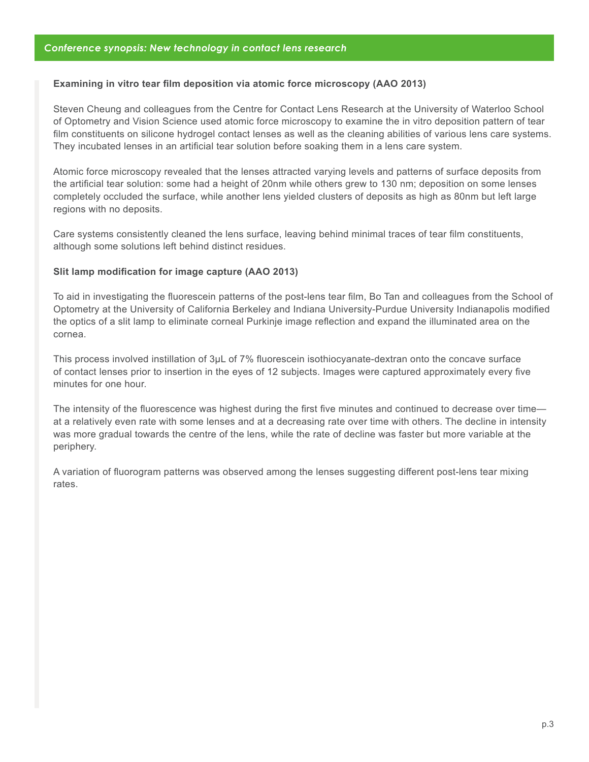### Examining in vitro tear film deposition via atomic force microscopy (AAO 2013)

Steven Cheung and colleagues from the Centre for Contact Lens Research at the University of Waterloo School of Optometry and Vision Science used atomic force microscopy to examine the in vitro deposition pattern of tear film constituents on silicone hydrogel contact lenses as well as the cleaning abilities of various lens care systems. They incubated lenses in an artificial tear solution before soaking them in a lens care system.

Atomic force microscopy revealed that the lenses attracted varying levels and patterns of surface deposits from the artificial tear solution: some had a height of 20nm while others grew to 130 nm; deposition on some lenses completely occluded the surface, while another lens yielded clusters of deposits as high as 80nm but left large regions with no deposits.

Care systems consistently cleaned the lens surface, leaving behind minimal traces of tear film constituents, although some solutions left behind distinct residues.

### Slit lamp modification for image capture (AAO 2013)

To aid in investigating the fluorescein patterns of the post-lens tear film, Bo Tan and colleagues from the School of Optometry at the University of California Berkeley and Indiana University-Purdue University Indianapolis modified the optics of a slit lamp to eliminate corneal Purkinje image reflection and expand the illuminated area on the cornea.

This process involved instillation of 3μL of 7% fluorescein isothiocyanate-dextran onto the concave surface of contact lenses prior to insertion in the eyes of 12 subjects. Images were captured approximately every five minutes for one hour.

The intensity of the fluorescence was highest during the first five minutes and continued to decrease over time—at a relatively even rate with some lenses and at a decreasing rate over time with others. The decline in intensity was more gradual towards the centre of the lens, while the rate of decline was faster but more variable at the periphery.

A variation of fluorogram patterns was observed among the lenses suggesting different post-lens tear mixing rates.